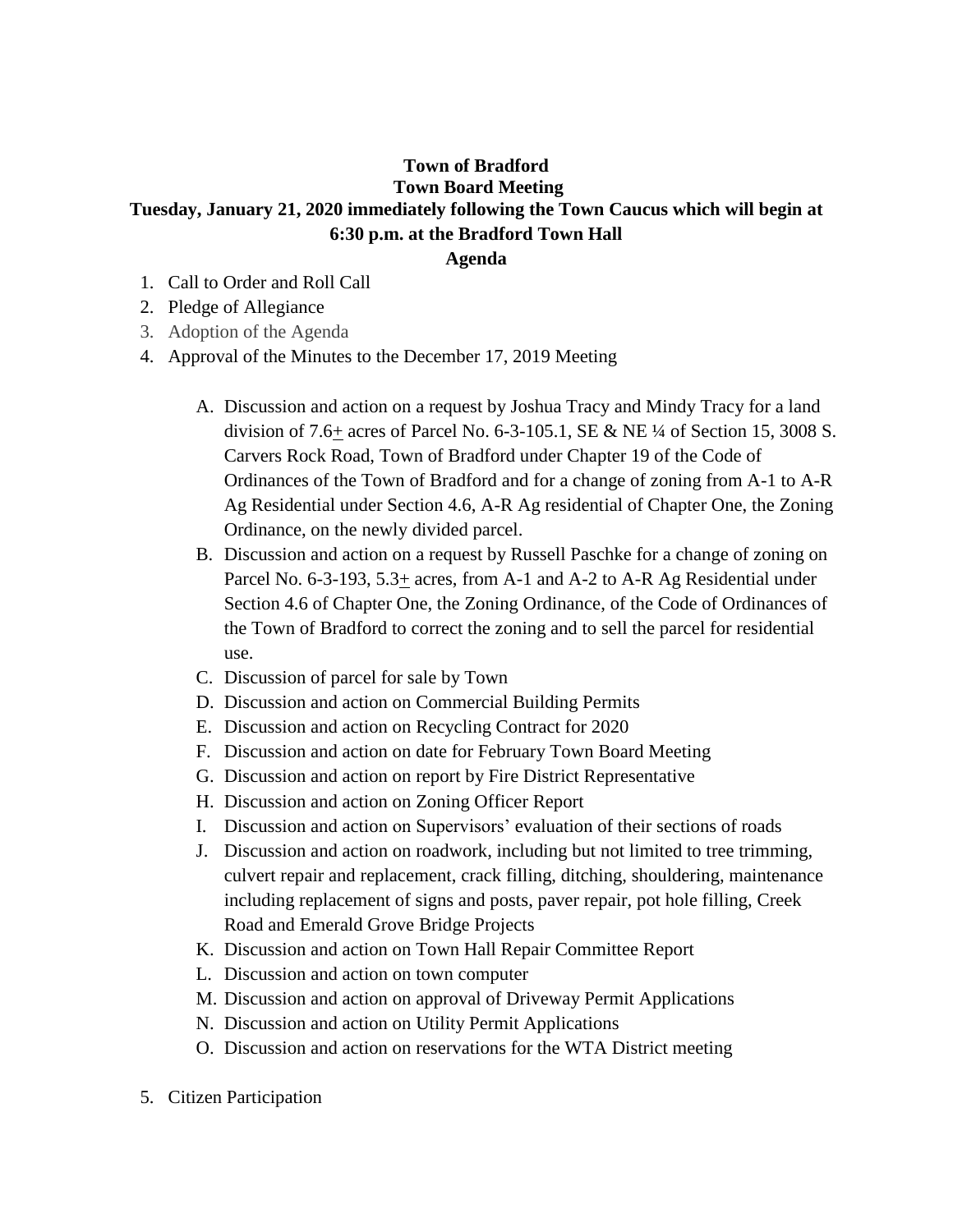**Town of Bradford**

**Town Board Meeting**

**Tuesday, January 21, 2020 immediately following the Town Caucus which will begin at 6:30 p.m. at the Bradford Town Hall**

**Agenda**

1. Call to Order and Roll Call
2. Pledge of Allegiance
3. Adoption of the Agenda
4. Approval of the Minutes to the December 17, 2019 Meeting

   A. Discussion and action on a request by Joshua Tracy and Mindy Tracy for a land division of 7.6± acres of Parcel No. 6-3-105.1, SE & NE ¼ of Section 15, 3008 S. Carvers Rock Road, Town of Bradford under Chapter 19 of the Code of Ordinances of the Town of Bradford and for a change of zoning from A-1 to A-R Ag Residential under Section 4.6, A-R Ag residential of Chapter One, the Zoning Ordinance, on the newly divided parcel.

   B. Discussion and action on a request by Russell Paschke for a change of zoning on Parcel No. 6-3-193, 5.3± acres, from A-1 and A-2 to A-R Ag Residential under Section 4.6 of Chapter One, the Zoning Ordinance, of the Code of Ordinances of the Town of Bradford to correct the zoning and to sell the parcel for residential use.

   C. Discussion of parcel for sale by Town

   D. Discussion and action on Commercial Building Permits

   E. Discussion and action on Recycling Contract for 2020

   F. Discussion and action on date for February Town Board Meeting

   G. Discussion and action on report by Fire District Representative

   H. Discussion and action on Zoning Officer Report

   I. Discussion and action on Supervisors' evaluation of their sections of roads

   J. Discussion and action on roadwork, including but not limited to tree trimming, culvert repair and replacement, crack filling, ditching, shouldering, maintenance including replacement of signs and posts, paver repair, pot hole filling, Creek Road and Emerald Grove Bridge Projects

   K. Discussion and action on Town Hall Repair Committee Report

   L. Discussion and action on town computer

   M. Discussion and action on approval of Driveway Permit Applications

   N. Discussion and action on Utility Permit Applications

   O. Discussion and action on reservations for the WTA District meeting

5. Citizen Participation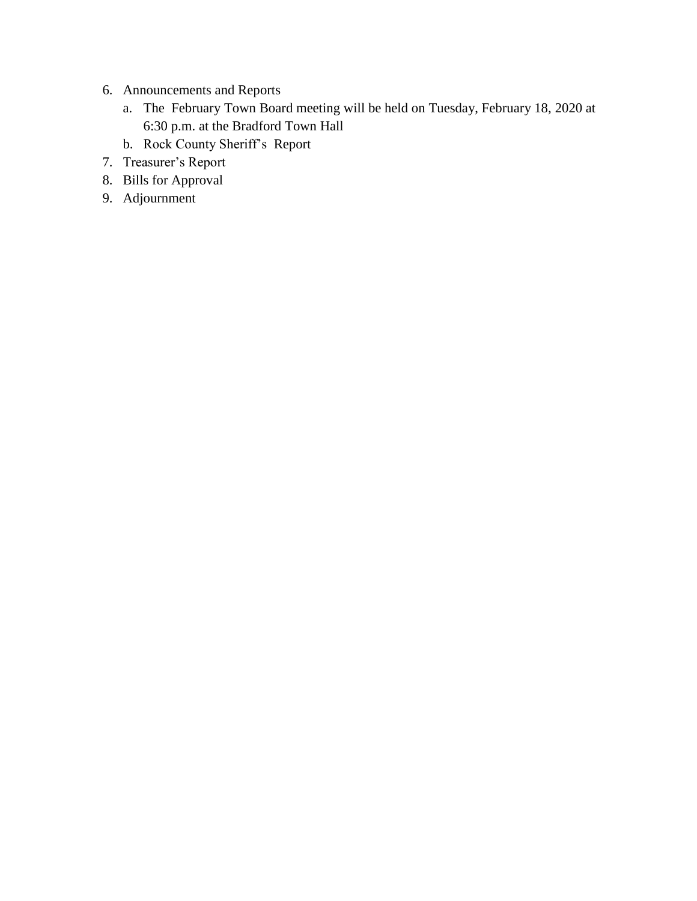6. Announcements and Reports
   a. The February Town Board meeting will be held on Tuesday, February 18, 2020 at 6:30 p.m. at the Bradford Town Hall
   b. Rock County Sheriff's Report
7. Treasurer's Report
8. Bills for Approval
9. Adjournment